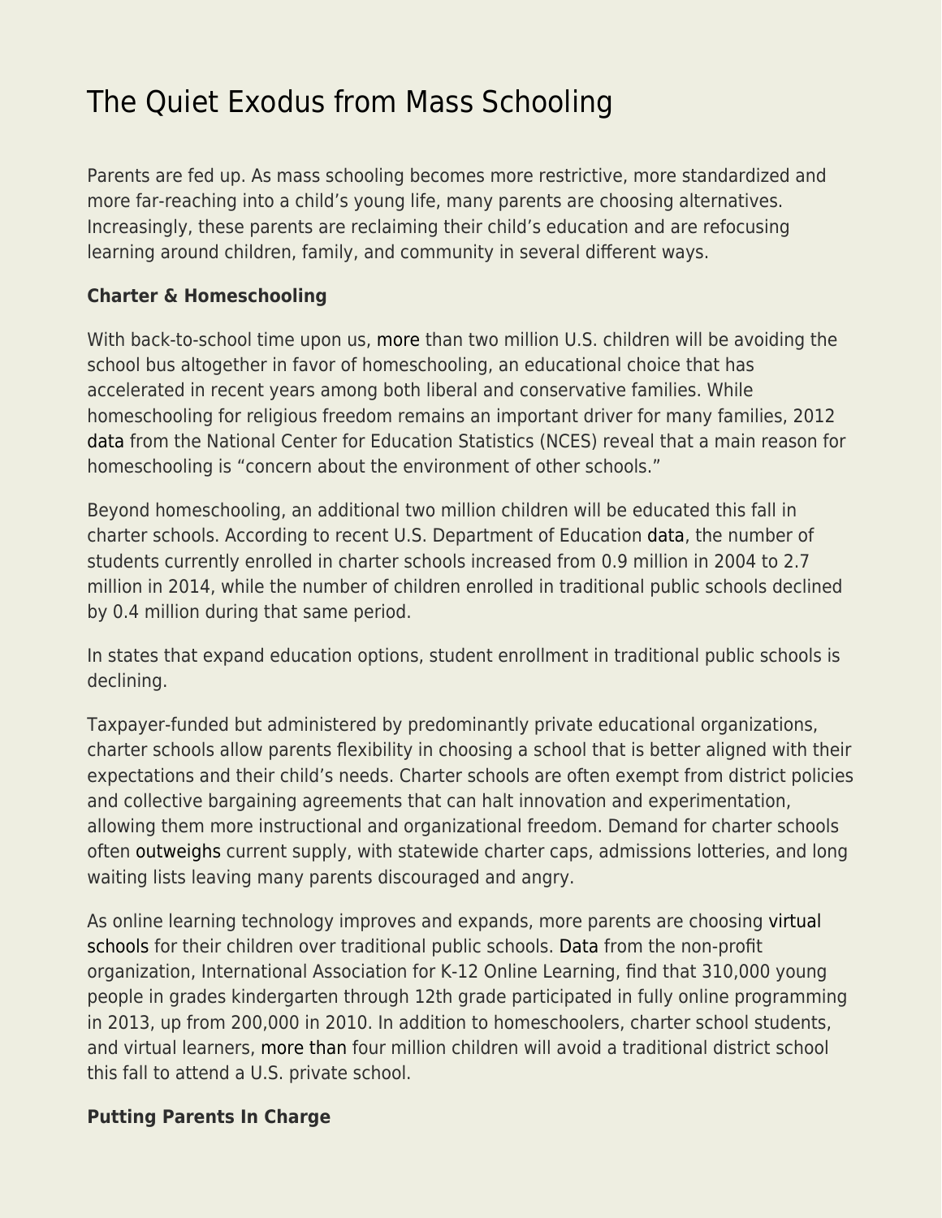# The Quiet Exodus from Mass Schooling

Parents are fed up. As mass schooling becomes more restrictive, more standardized and more far-reaching into a child's young life, many parents are choosing alternatives. Increasingly, these parents are reclaiming their child's education and are refocusing learning around children, family, and community in several different ways.

**Charter & Homeschooling**

With back-to-school time upon us, more than two million U.S. children will be avoiding the school bus altogether in favor of homeschooling, an educational choice that has accelerated in recent years among both liberal and conservative families. While homeschooling for religious freedom remains an important driver for many families, 2012 data from the National Center for Education Statistics (NCES) reveal that a main reason for homeschooling is "concern about the environment of other schools."

Beyond homeschooling, an additional two million children will be educated this fall in charter schools. According to recent U.S. Department of Education data, the number of students currently enrolled in charter schools increased from 0.9 million in 2004 to 2.7 million in 2014, while the number of children enrolled in traditional public schools declined by 0.4 million during that same period.

In states that expand education options, student enrollment in traditional public schools is declining.

Taxpayer-funded but administered by predominantly private educational organizations, charter schools allow parents flexibility in choosing a school that is better aligned with their expectations and their child's needs. Charter schools are often exempt from district policies and collective bargaining agreements that can halt innovation and experimentation, allowing them more instructional and organizational freedom. Demand for charter schools often outweighs current supply, with statewide charter caps, admissions lotteries, and long waiting lists leaving many parents discouraged and angry.

As online learning technology improves and expands, more parents are choosing virtual schools for their children over traditional public schools. Data from the non-profit organization, International Association for K-12 Online Learning, find that 310,000 young people in grades kindergarten through 12th grade participated in fully online programming in 2013, up from 200,000 in 2010. In addition to homeschoolers, charter school students, and virtual learners, more than four million children will avoid a traditional district school this fall to attend a U.S. private school.

**Putting Parents In Charge**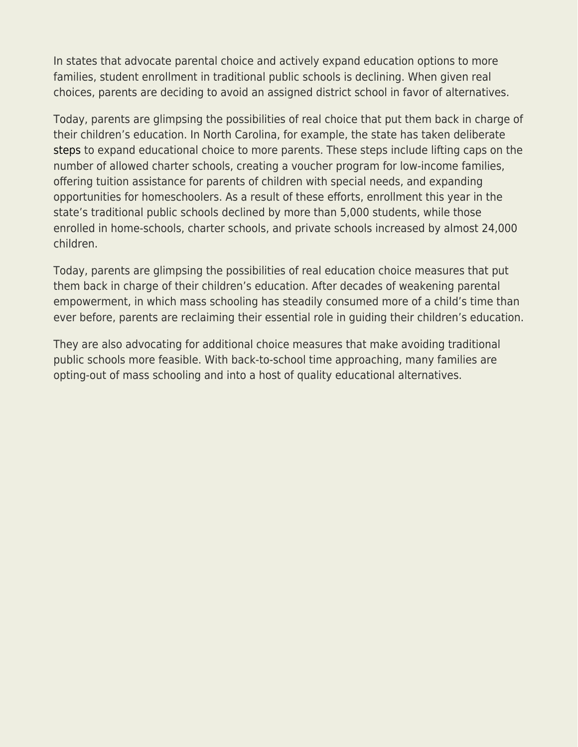In states that advocate parental choice and actively expand education options to more families, student enrollment in traditional public schools is declining. When given real choices, parents are deciding to avoid an assigned district school in favor of alternatives.

Today, parents are glimpsing the possibilities of real choice that put them back in charge of their children's education. In North Carolina, for example, the state has taken deliberate steps to expand educational choice to more parents. These steps include lifting caps on the number of allowed charter schools, creating a voucher program for low-income families, offering tuition assistance for parents of children with special needs, and expanding opportunities for homeschoolers. As a result of these efforts, enrollment this year in the state's traditional public schools declined by more than 5,000 students, while those enrolled in home-schools, charter schools, and private schools increased by almost 24,000 children.

Today, parents are glimpsing the possibilities of real education choice measures that put them back in charge of their children's education. After decades of weakening parental empowerment, in which mass schooling has steadily consumed more of a child's time than ever before, parents are reclaiming their essential role in guiding their children's education.

They are also advocating for additional choice measures that make avoiding traditional public schools more feasible. With back-to-school time approaching, many families are opting-out of mass schooling and into a host of quality educational alternatives.